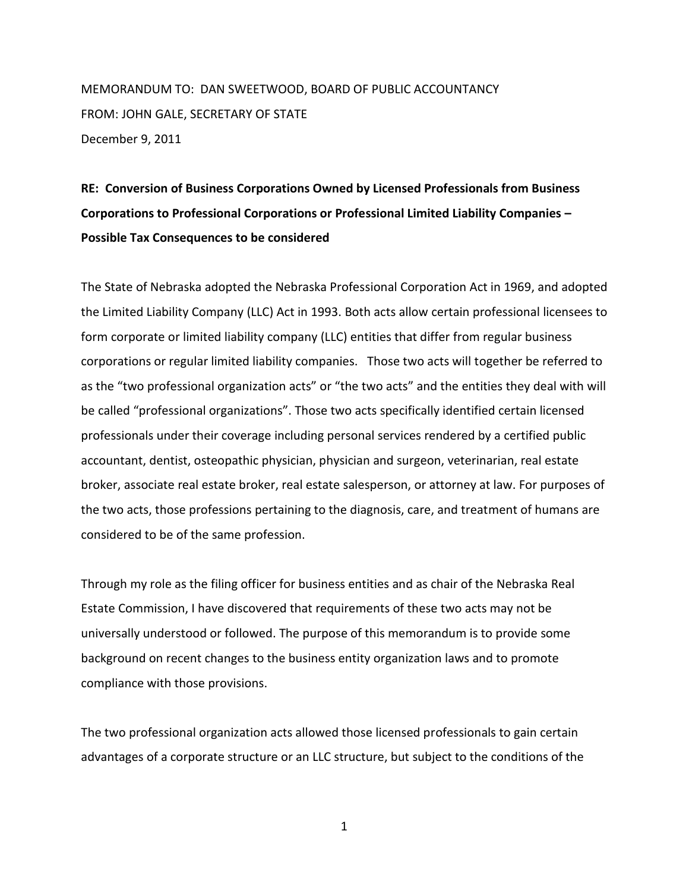MEMORANDUM TO: DAN SWEETWOOD, BOARD OF PUBLIC ACCOUNTANCY

FROM: JOHN GALE, SECRETARY OF STATE

December 9, 2011

**RE: Conversion of Business Corporations Owned by Licensed Professionals from Business Corporations to Professional Corporations or Professional Limited Liability Companies – Possible Tax Consequences to be considered**

The State of Nebraska adopted the Nebraska Professional Corporation Act in 1969, and adopted the Limited Liability Company (LLC) Act in 1993. Both acts allow certain professional licensees to form corporate or limited liability company (LLC) entities that differ from regular business corporations or regular limited liability companies. Those two acts will together be referred to as the "two professional organization acts" or "the two acts" and the entities they deal with will be called "professional organizations". Those two acts specifically identified certain licensed professionals under their coverage including personal services rendered by a certified public accountant, dentist, osteopathic physician, physician and surgeon, veterinarian, real estate broker, associate real estate broker, real estate salesperson, or attorney at law. For purposes of the two acts, those professions pertaining to the diagnosis, care, and treatment of humans are considered to be of the same profession.

Through my role as the filing officer for business entities and as chair of the Nebraska Real Estate Commission, I have discovered that requirements of these two acts may not be universally understood or followed. The purpose of this memorandum is to provide some background on recent changes to the business entity organization laws and to promote compliance with those provisions.

The two professional organization acts allowed those licensed professionals to gain certain advantages of a corporate structure or an LLC structure, but subject to the conditions of the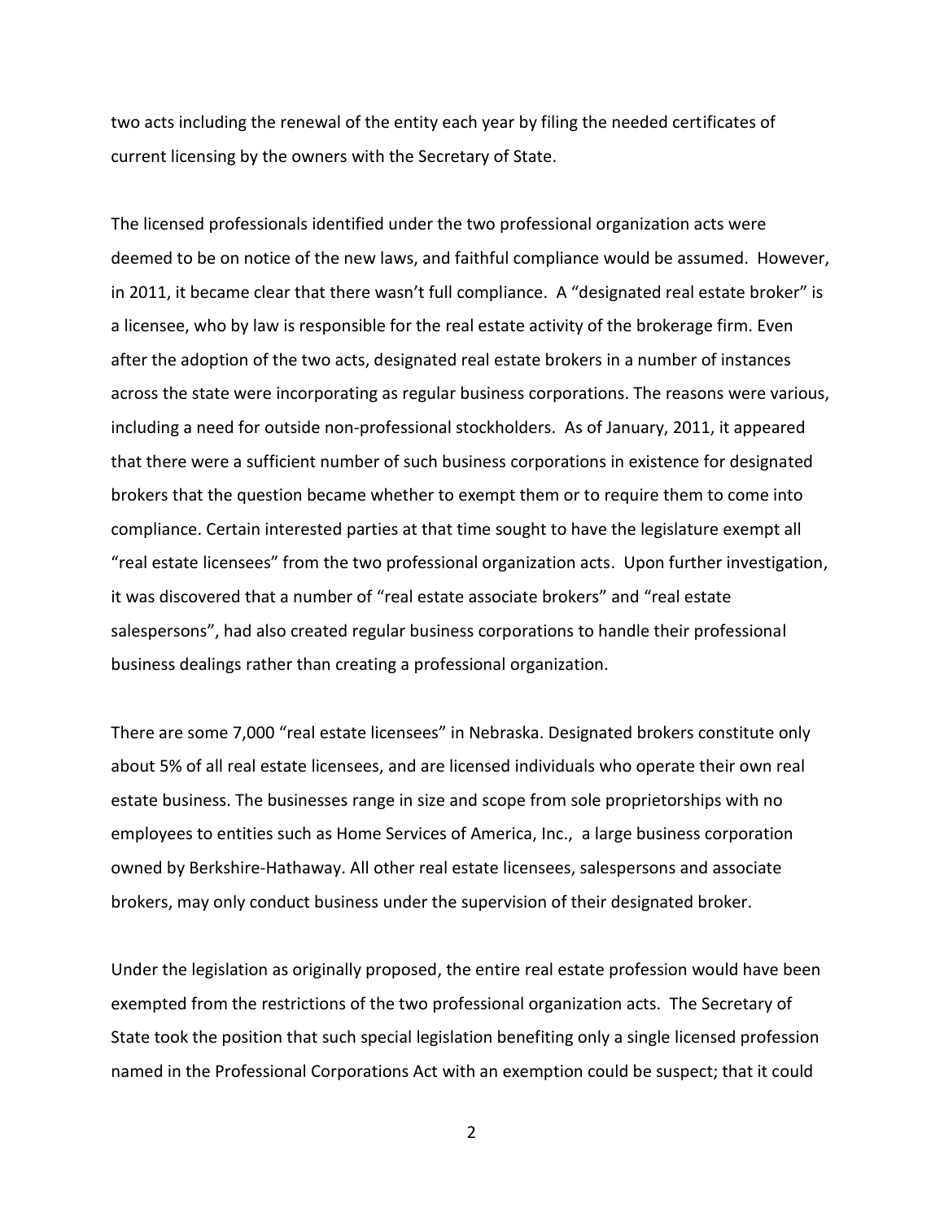two acts including the renewal of the entity each year by filing the needed certificates of current licensing by the owners with the Secretary of State.

The licensed professionals identified under the two professional organization acts were deemed to be on notice of the new laws, and faithful compliance would be assumed. However, in 2011, it became clear that there wasn't full compliance. A "designated real estate broker" is a licensee, who by law is responsible for the real estate activity of the brokerage firm. Even after the adoption of the two acts, designated real estate brokers in a number of instances across the state were incorporating as regular business corporations. The reasons were various, including a need for outside non-professional stockholders. As of January, 2011, it appeared that there were a sufficient number of such business corporations in existence for designated brokers that the question became whether to exempt them or to require them to come into compliance. Certain interested parties at that time sought to have the legislature exempt all "real estate licensees" from the two professional organization acts. Upon further investigation, it was discovered that a number of "real estate associate brokers" and "real estate salespersons", had also created regular business corporations to handle their professional business dealings rather than creating a professional organization.

There are some 7,000 "real estate licensees" in Nebraska. Designated brokers constitute only about 5% of all real estate licensees, and are licensed individuals who operate their own real estate business. The businesses range in size and scope from sole proprietorships with no employees to entities such as Home Services of America, Inc., a large business corporation owned by Berkshire-Hathaway. All other real estate licensees, salespersons and associate brokers, may only conduct business under the supervision of their designated broker.

Under the legislation as originally proposed, the entire real estate profession would have been exempted from the restrictions of the two professional organization acts. The Secretary of State took the position that such special legislation benefiting only a single licensed profession named in the Professional Corporations Act with an exemption could be suspect; that it could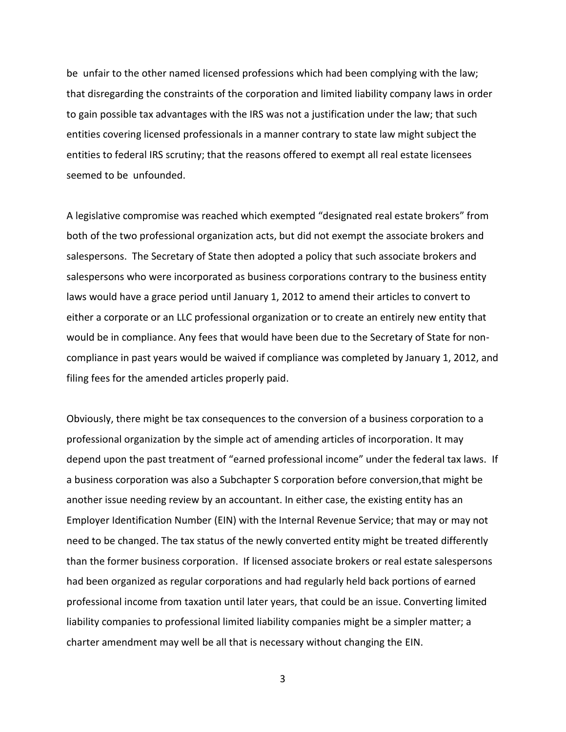be unfair to the other named licensed professions which had been complying with the law; that disregarding the constraints of the corporation and limited liability company laws in order to gain possible tax advantages with the IRS was not a justification under the law; that such entities covering licensed professionals in a manner contrary to state law might subject the entities to federal IRS scrutiny; that the reasons offered to exempt all real estate licensees seemed to be unfounded.

A legislative compromise was reached which exempted "designated real estate brokers" from both of the two professional organization acts, but did not exempt the associate brokers and salespersons. The Secretary of State then adopted a policy that such associate brokers and salespersons who were incorporated as business corporations contrary to the business entity laws would have a grace period until January 1, 2012 to amend their articles to convert to either a corporate or an LLC professional organization or to create an entirely new entity that would be in compliance. Any fees that would have been due to the Secretary of State for non-compliance in past years would be waived if compliance was completed by January 1, 2012, and filing fees for the amended articles properly paid.

Obviously, there might be tax consequences to the conversion of a business corporation to a professional organization by the simple act of amending articles of incorporation. It may depend upon the past treatment of "earned professional income" under the federal tax laws. If a business corporation was also a Subchapter S corporation before conversion,that might be another issue needing review by an accountant. In either case, the existing entity has an Employer Identification Number (EIN) with the Internal Revenue Service; that may or may not need to be changed. The tax status of the newly converted entity might be treated differently than the former business corporation. If licensed associate brokers or real estate salespersons had been organized as regular corporations and had regularly held back portions of earned professional income from taxation until later years, that could be an issue. Converting limited liability companies to professional limited liability companies might be a simpler matter; a charter amendment may well be all that is necessary without changing the EIN.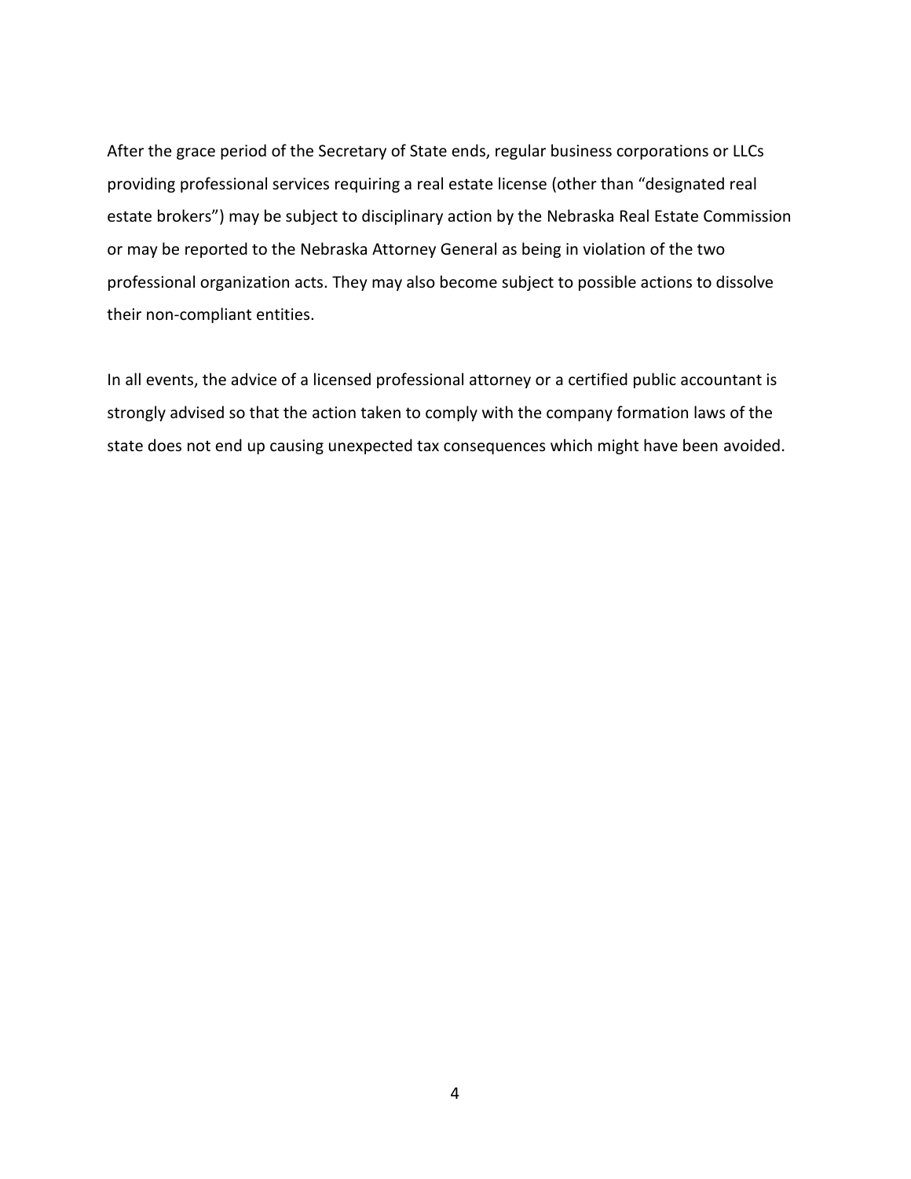After the grace period of the Secretary of State ends, regular business corporations or LLCs providing professional services requiring a real estate license (other than "designated real estate brokers") may be subject to disciplinary action by the Nebraska Real Estate Commission or may be reported to the Nebraska Attorney General as being in violation of the two professional organization acts. They may also become subject to possible actions to dissolve their non-compliant entities.

In all events, the advice of a licensed professional attorney or a certified public accountant is strongly advised so that the action taken to comply with the company formation laws of the state does not end up causing unexpected tax consequences which might have been avoided.